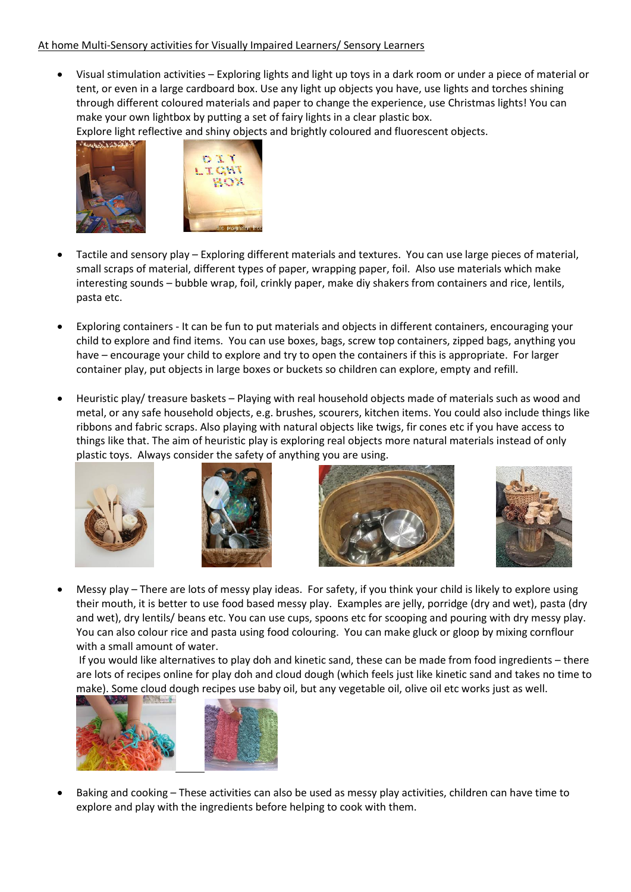At home Multi-Sensory activities for Visually Impaired Learners/ Sensory Learners

- Visual stimulation activities – Exploring lights and light up toys in a dark room or under a piece of material or tent, or even in a large cardboard box. Use any light up objects you have, use lights and torches shining through different coloured materials and paper to change the experience, use Christmas lights! You can make your own lightbox by putting a set of fairy lights in a clear plastic box.
  Explore light reflective and shiny objects and brightly coloured and fluorescent objects.

- Tactile and sensory play – Exploring different materials and textures. You can use large pieces of material, small scraps of material, different types of paper, wrapping paper, foil. Also use materials which make interesting sounds – bubble wrap, foil, crinkly paper, make diy shakers from containers and rice, lentils, pasta etc.

- Exploring containers - It can be fun to put materials and objects in different containers, encouraging your child to explore and find items. You can use boxes, bags, screw top containers, zipped bags, anything you have – encourage your child to explore and try to open the containers if this is appropriate. For larger container play, put objects in large boxes or buckets so children can explore, empty and refill.

- Heuristic play/ treasure baskets – Playing with real household objects made of materials such as wood and metal, or any safe household objects, e.g. brushes, scourers, kitchen items. You could also include things like ribbons and fabric scraps. Also playing with natural objects like twigs, fir cones etc if you have access to things like that. The aim of heuristic play is exploring real objects more natural materials instead of only plastic toys. Always consider the safety of anything you are using.

- Messy play – There are lots of messy play ideas. For safety, if you think your child is likely to explore using their mouth, it is better to use food based messy play. Examples are jelly, porridge (dry and wet), pasta (dry and wet), dry lentils/ beans etc. You can use cups, spoons etc for scooping and pouring with dry messy play. You can also colour rice and pasta using food colouring. You can make gluck or gloop by mixing cornflour with a small amount of water.
  If you would like alternatives to play doh and kinetic sand, these can be made from food ingredients – there are lots of recipes online for play doh and cloud dough (which feels just like kinetic sand and takes no time to make). Some cloud dough recipes use baby oil, but any vegetable oil, olive oil etc works just as well.

- Baking and cooking – These activities can also be used as messy play activities, children can have time to explore and play with the ingredients before helping to cook with them.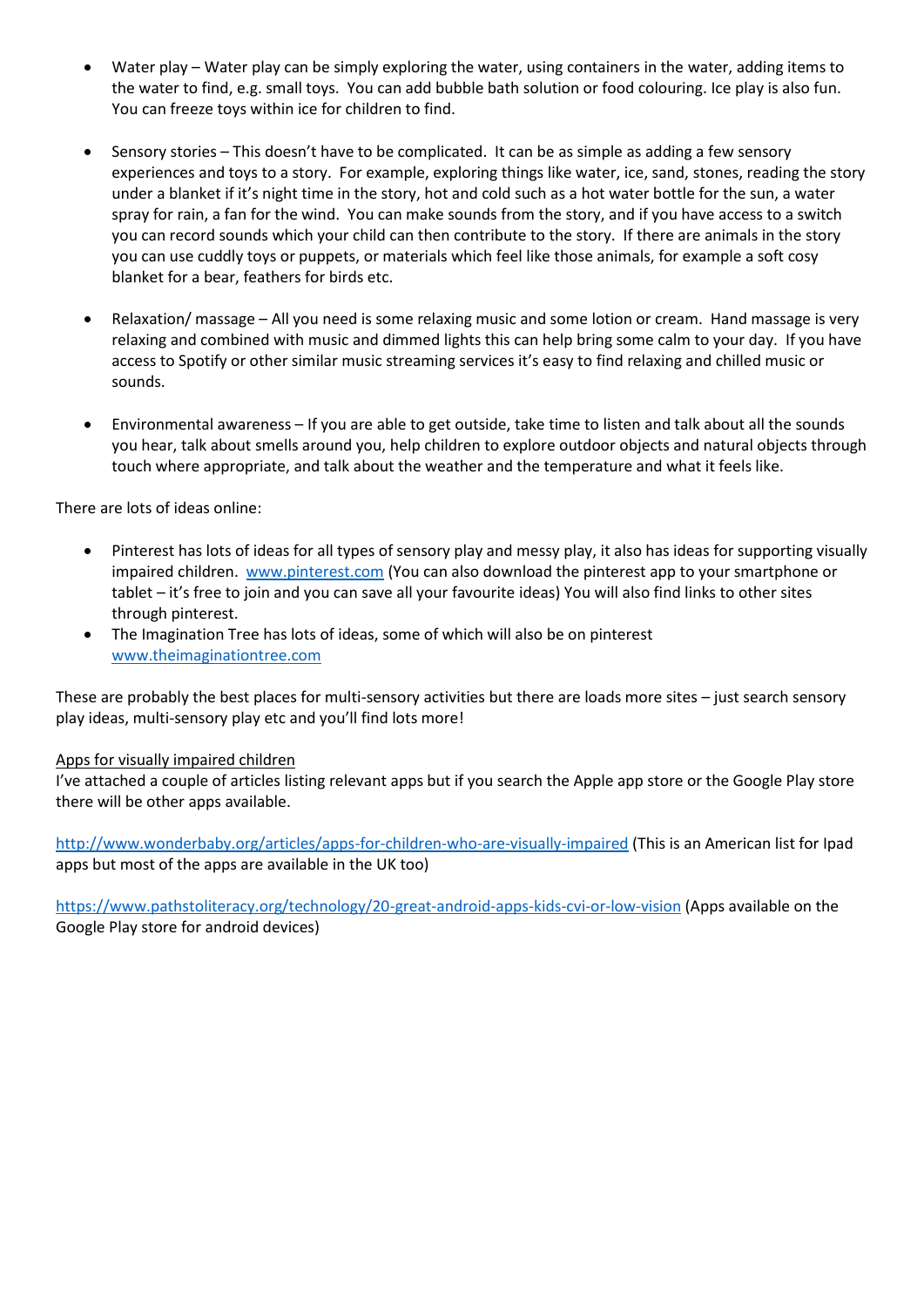- Water play – Water play can be simply exploring the water, using containers in the water, adding items to the water to find, e.g. small toys. You can add bubble bath solution or food colouring. Ice play is also fun. You can freeze toys within ice for children to find.

- Sensory stories – This doesn't have to be complicated. It can be as simple as adding a few sensory experiences and toys to a story. For example, exploring things like water, ice, sand, stones, reading the story under a blanket if it's night time in the story, hot and cold such as a hot water bottle for the sun, a water spray for rain, a fan for the wind. You can make sounds from the story, and if you have access to a switch you can record sounds which your child can then contribute to the story. If there are animals in the story you can use cuddly toys or puppets, or materials which feel like those animals, for example a soft cosy blanket for a bear, feathers for birds etc.

- Relaxation/ massage – All you need is some relaxing music and some lotion or cream. Hand massage is very relaxing and combined with music and dimmed lights this can help bring some calm to your day. If you have access to Spotify or other similar music streaming services it's easy to find relaxing and chilled music or sounds.

- Environmental awareness – If you are able to get outside, take time to listen and talk about all the sounds you hear, talk about smells around you, help children to explore outdoor objects and natural objects through touch where appropriate, and talk about the weather and the temperature and what it feels like.

There are lots of ideas online:

- Pinterest has lots of ideas for all types of sensory play and messy play, it also has ideas for supporting visually impaired children. [www.pinterest.com](http://www.pinterest.com) (You can also download the pinterest app to your smartphone or tablet – it's free to join and you can save all your favourite ideas) You will also find links to other sites through pinterest.
- The Imagination Tree has lots of ideas, some of which will also be on pinterest [www.theimaginationtree.com](http://www.theimaginationtree.com)

These are probably the best places for multi-sensory activities but there are loads more sites – just search sensory play ideas, multi-sensory play etc and you'll find lots more!

<u>Apps for visually impaired children</u>

I've attached a couple of articles listing relevant apps but if you search the Apple app store or the Google Play store there will be other apps available.

[http://www.wonderbaby.org/articles/apps-for-children-who-are-visually-impaired](http://www.wonderbaby.org/articles/apps-for-children-who-are-visually-impaired) (This is an American list for Ipad apps but most of the apps are available in the UK too)

[https://www.pathstoliteracy.org/technology/20-great-android-apps-kids-cvi-or-low-vision](https://www.pathstoliteracy.org/technology/20-great-android-apps-kids-cvi-or-low-vision) (Apps available on the Google Play store for android devices)